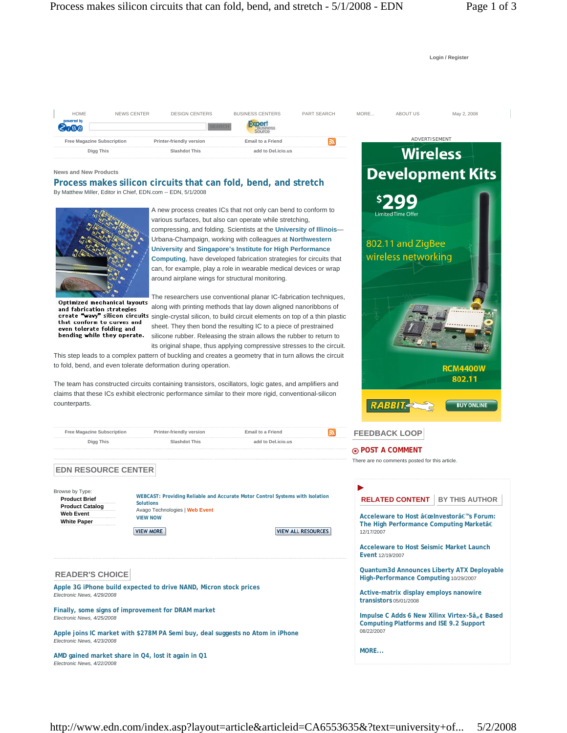Login / Register

HOME | NEWS CENTER | DESIGN CENTERS | BUSINESS CENTERS | PART SEARCH | MORE... | ABOUT US | May 2, 2008

Free Magazine Subscription | Printer-friendly version | Email to a Friend

Digg This | Slashdot This | add to Del.icio.us

News and New Products

## Process makes silicon circuits that can fold, bend, and stretch

By Matthew Miller, Editor in Chief, EDN.com -- EDN, 5/1/2008

Optimized mechanical layouts and fabrication strategies create "wavy" silicon circuits that conform to curves and even tolerate folding and bending while they operate.

A new process creates ICs that not only can bend to conform to various surfaces, but also can operate while stretching, compressing, and folding. Scientists at the **University of Illinois**—Urbana-Champaign, working with colleagues at **Northwestern University** and **Singapore's Institute for High Performance Computing**, have developed fabrication strategies for circuits that can, for example, play a role in wearable medical devices or wrap around airplane wings for structural monitoring.

The researchers use conventional planar IC-fabrication techniques, along with printing methods that lay down aligned nanoribbons of single-crystal silicon, to build circuit elements on top of a thin plastic sheet. They then bond the resulting IC to a piece of prestrained silicone rubber. Releasing the strain allows the rubber to return to its original shape, thus applying compressive stresses to the circuit. This step leads to a complex pattern of buckling and creates a geometry that in turn allows the circuit to fold, bend, and even tolerate deformation during operation.

The team has constructed circuits containing transistors, oscillators, logic gates, and amplifiers and claims that these ICs exhibit electronic performance similar to their more rigid, conventional-silicon counterparts.

Free Magazine Subscription | Printer-friendly version | Email to a Friend

Digg This | Slashdot This | add to Del.icio.us

### EDN RESOURCE CENTER

Browse by Type:
- Product Brief
- Product Catalog
- Web Event
- White Paper

**WEBCAST: Providing Reliable and Accurate Motor Control Systems with Isolation Solutions**
Avago Technologies | Web Event
VIEW NOW

VIEW MORE | VIEW ALL RESOURCES

### READER'S CHOICE

**Apple 3G iPhone build expected to drive NAND, Micron stock prices**
*Electronic News, 4/29/2008*

**Finally, some signs of improvement for DRAM market**
*Electronic News, 4/25/2008*

**Apple joins IC market with $278M PA Semi buy, deal suggests no Atom in iPhone**
*Electronic News, 4/23/2008*

**AMD gained market share in Q4, lost it again in Q1**
*Electronic News, 4/22/2008*

ADVERTISEMENT

Wireless Development Kits
$299
Limited Time Offer
802.11 and ZigBee wireless networking
RCM4400W 802.11
RABBIT
BUY ONLINE

### FEEDBACK LOOP

**POST A COMMENT**

There are no comments posted for this article.

### RELATED CONTENT | BY THIS AUTHOR

**Acceleware to Host â€œInvestorâ€™s Forum: The High Performance Computing Marketâ€** 12/17/2007

**Acceleware to Host Seismic Market Launch Event** 12/19/2007

**Quantum3d Announces Liberty ATX Deployable High-Performance Computing** 10/29/2007

**Active-matrix display employs nanowire transistors** 05/01/2008

**Impulse C Adds 6 New Xilinx Virtex-5â„¢ Based Computing Platforms and ISE 9.2 Support** 08/22/2007

MORE...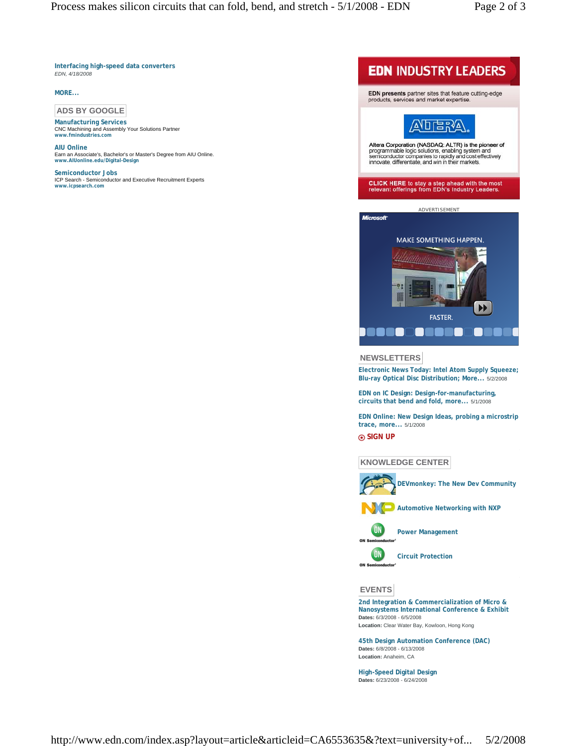**Interfacing high-speed data converters**
*EDN, 4/18/2008*

**MORE...**

## ADS BY GOOGLE

**Manufacturing Services**
CNC Machining and Assembly Your Solutions Partner
www.fmindustries.com

**AIU Online**
Earn an Associate's, Bachelor's or Master's Degree from AIU Online.
www.AIUonline.edu/Digital-Design

**Semiconductor Jobs**
ICP Search - Semiconductor and Executive Recruitment Experts
www.icpsearch.com

## EDN INDUSTRY LEADERS

**EDN presents** partner sites that feature cutting-edge products, services and market expertise.

ALTERA

Altera Corporation (NASDAQ: ALTR) is the pioneer of programmable logic solutions, enabling system and semiconductor companies to rapidly and cost effectively innovate, differentiate, and win in their markets.

**CLICK HERE** to stay a step ahead with the most relevant offerings from EDN's Industry Leaders.

ADVERTISEMENT

Microsoft

MAKE SOMETHING HAPPEN.

FASTER.

## NEWSLETTERS

**Electronic News Today: Intel Atom Supply Squeeze; Blu-ray Optical Disc Distribution; More...** 5/2/2008

**EDN on IC Design: Design-for-manufacturing, circuits that bend and fold, more...** 5/1/2008

**EDN Online: New Design Ideas, probing a microstrip trace, more...** 5/1/2008

**SIGN UP**

## KNOWLEDGE CENTER

**DEVmonkey: The New Dev Community**

**Automotive Networking with NXP**

**Power Management**

**Circuit Protection**

## EVENTS

**2nd Integration & Commercialization of Micro & Nanosystems International Conference & Exhibit**
**Dates:** 6/3/2008 - 6/5/2008
**Location:** Clear Water Bay, Kowloon, Hong Kong

**45th Design Automation Conference (DAC)**
**Dates:** 6/8/2008 - 6/13/2008
**Location:** Anaheim, CA

**High-Speed Digital Design**
**Dates:** 6/23/2008 - 6/24/2008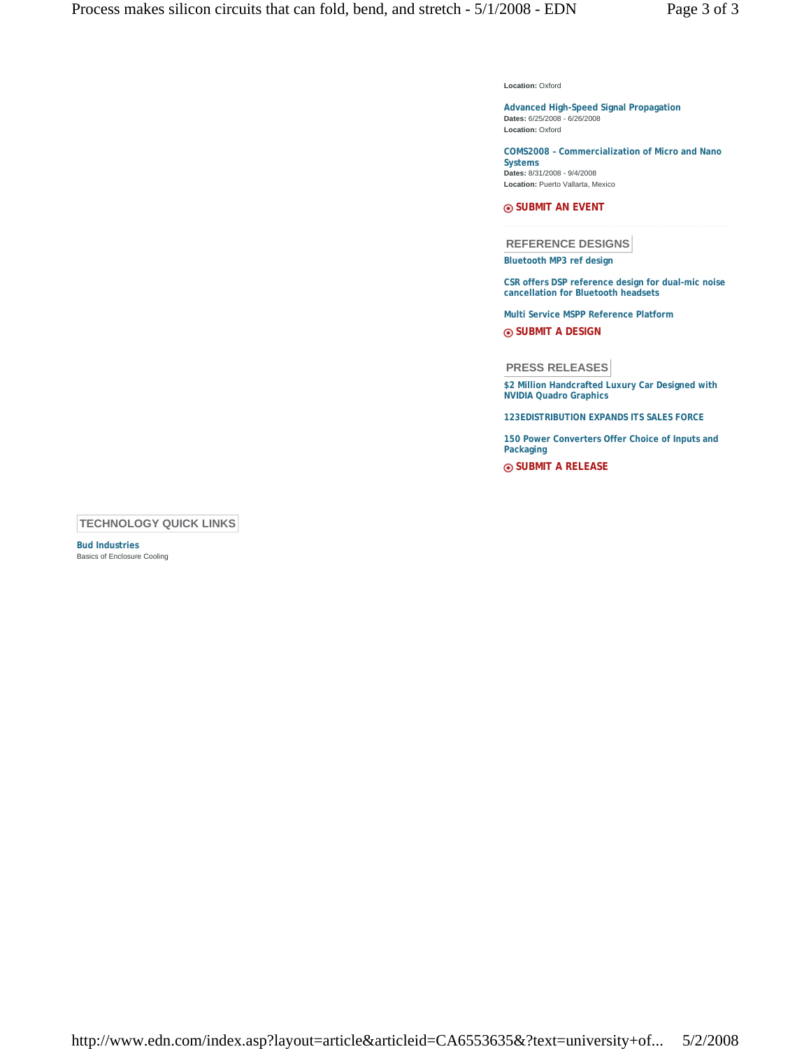**Location:** Oxford

**Advanced High-Speed Signal Propagation**
**Dates:** 6/25/2008 - 6/26/2008
**Location:** Oxford

**COMS2008 - Commercialization of Micro and Nano Systems**
**Dates:** 8/31/2008 - 9/4/2008
**Location:** Puerto Vallarta, Mexico

**SUBMIT AN EVENT**

## REFERENCE DESIGNS

**Bluetooth MP3 ref design**

**CSR offers DSP reference design for dual-mic noise cancellation for Bluetooth headsets**

**Multi Service MSPP Reference Platform**

**SUBMIT A DESIGN**

## PRESS RELEASES

**$2 Million Handcrafted Luxury Car Designed with NVIDIA Quadro Graphics**

**123EDISTRIBUTION EXPANDS ITS SALES FORCE**

**150 Power Converters Offer Choice of Inputs and Packaging**

**SUBMIT A RELEASE**

## TECHNOLOGY QUICK LINKS

**Bud Industries**
Basics of Enclosure Cooling